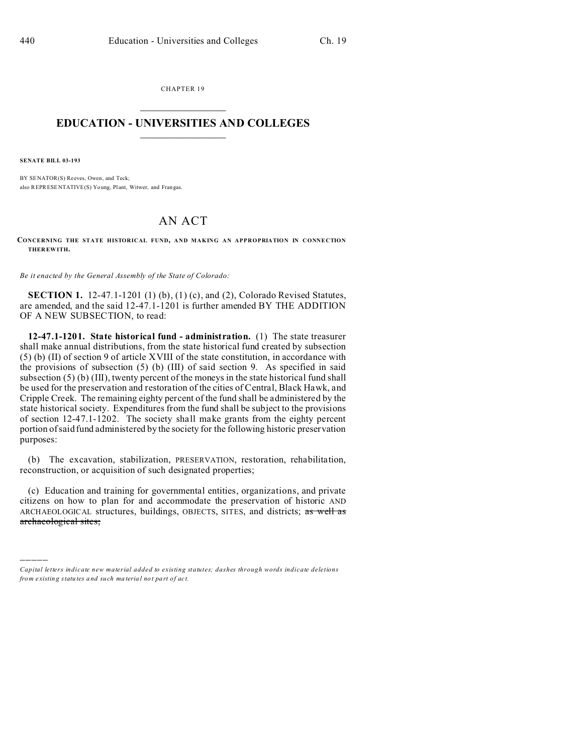CHAPTER 19

# EDUCATION - UNIVERSITIES AND COLLEGES

**SENATE BILL 03-193**

BY SENATOR(S) Reeves, Owen, and Teck;
also REPRESENTATIVE(S) Young, Plant, Witwer, and Frangas.

## AN ACT

**CONCERNING THE STATE HISTORICAL FUND, AND MAKING AN APPROPRIATION IN CONNECTION THEREWITH.**

*Be it enacted by the General Assembly of the State of Colorado:*

**SECTION 1.** 12-47.1-1201 (1) (b), (1) (c), and (2), Colorado Revised Statutes, are amended, and the said 12-47.1-1201 is further amended BY THE ADDITION OF A NEW SUBSECTION, to read:

**12-47.1-1201. State historical fund - administration.** (1) The state treasurer shall make annual distributions, from the state historical fund created by subsection (5) (b) (II) of section 9 of article XVIII of the state constitution, in accordance with the provisions of subsection (5) (b) (III) of said section 9. As specified in said subsection (5) (b) (III), twenty percent of the moneys in the state historical fund shall be used for the preservation and restoration of the cities of Central, Black Hawk, and Cripple Creek. The remaining eighty percent of the fund shall be administered by the state historical society. Expenditures from the fund shall be subject to the provisions of section 12-47.1-1202. The society shall make grants from the eighty percent portion of said fund administered by the society for the following historic preservation purposes:

(b) The excavation, stabilization, PRESERVATION, restoration, rehabilitation, reconstruction, or acquisition of such designated properties;

(c) Education and training for governmental entities, organizations, and private citizens on how to plan for and accommodate the preservation of historic AND ARCHAEOLOGICAL structures, buildings, OBJECTS, SITES, and districts; ~~as well as archaeological sites;~~

---

*Capital letters indicate new material added to existing statutes; dashes through words indicate deletions from existing statutes and such material not part of act.*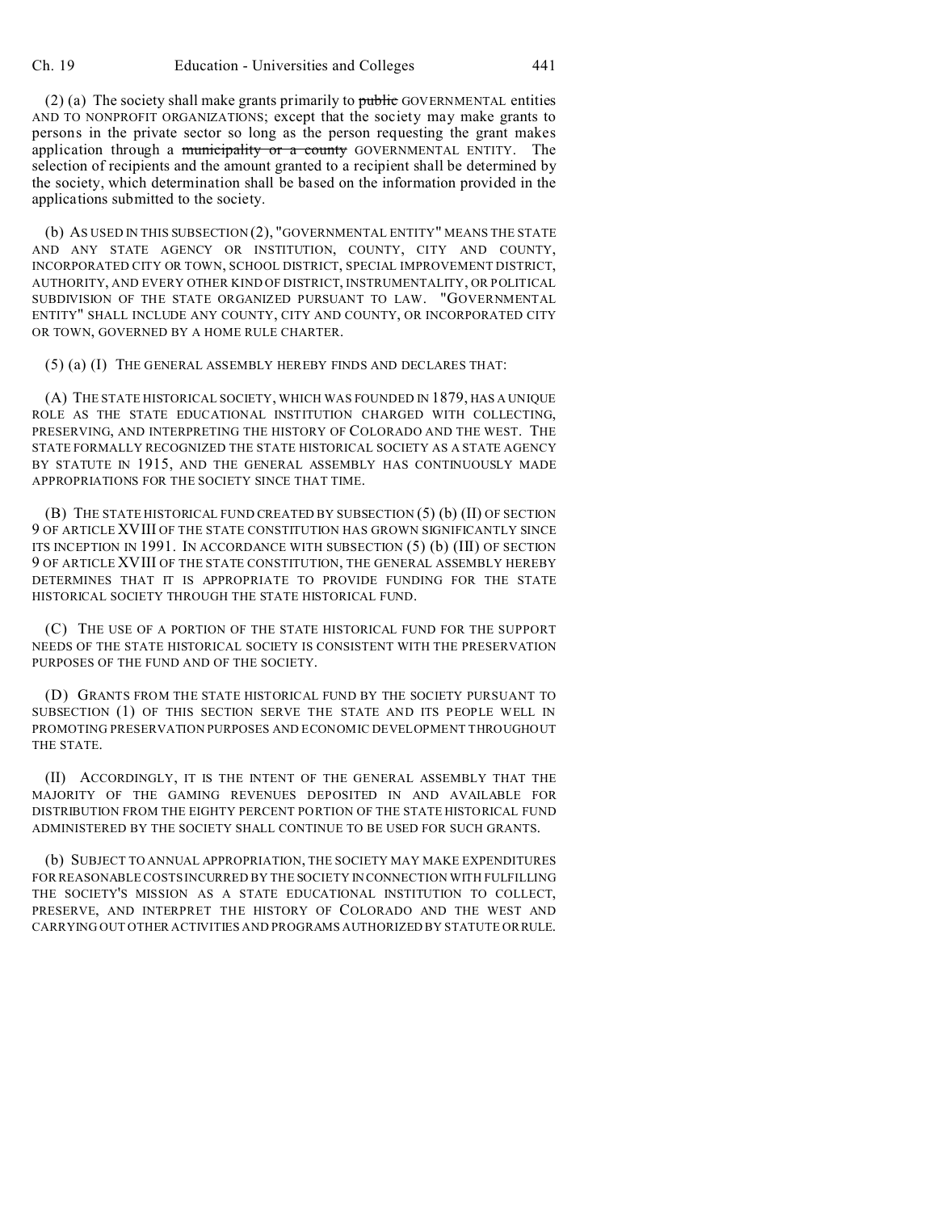(2) (a) The society shall make grants primarily to ~~public~~ GOVERNMENTAL entities AND TO NONPROFIT ORGANIZATIONS; except that the society may make grants to persons in the private sector so long as the person requesting the grant makes application through a ~~municipality or a county~~ GOVERNMENTAL ENTITY. The selection of recipients and the amount granted to a recipient shall be determined by the society, which determination shall be based on the information provided in the applications submitted to the society.

(b) AS USED IN THIS SUBSECTION (2), "GOVERNMENTAL ENTITY" MEANS THE STATE AND ANY STATE AGENCY OR INSTITUTION, COUNTY, CITY AND COUNTY, INCORPORATED CITY OR TOWN, SCHOOL DISTRICT, SPECIAL IMPROVEMENT DISTRICT, AUTHORITY, AND EVERY OTHER KIND OF DISTRICT, INSTRUMENTALITY, OR POLITICAL SUBDIVISION OF THE STATE ORGANIZED PURSUANT TO LAW. "GOVERNMENTAL ENTITY" SHALL INCLUDE ANY COUNTY, CITY AND COUNTY, OR INCORPORATED CITY OR TOWN, GOVERNED BY A HOME RULE CHARTER.

(5) (a) (I) THE GENERAL ASSEMBLY HEREBY FINDS AND DECLARES THAT:

(A) THE STATE HISTORICAL SOCIETY, WHICH WAS FOUNDED IN 1879, HAS A UNIQUE ROLE AS THE STATE EDUCATIONAL INSTITUTION CHARGED WITH COLLECTING, PRESERVING, AND INTERPRETING THE HISTORY OF COLORADO AND THE WEST. THE STATE FORMALLY RECOGNIZED THE STATE HISTORICAL SOCIETY AS A STATE AGENCY BY STATUTE IN 1915, AND THE GENERAL ASSEMBLY HAS CONTINUOUSLY MADE APPROPRIATIONS FOR THE SOCIETY SINCE THAT TIME.

(B) THE STATE HISTORICAL FUND CREATED BY SUBSECTION (5) (b) (II) OF SECTION 9 OF ARTICLE XVIII OF THE STATE CONSTITUTION HAS GROWN SIGNIFICANTLY SINCE ITS INCEPTION IN 1991. IN ACCORDANCE WITH SUBSECTION (5) (b) (III) OF SECTION 9 OF ARTICLE XVIII OF THE STATE CONSTITUTION, THE GENERAL ASSEMBLY HEREBY DETERMINES THAT IT IS APPROPRIATE TO PROVIDE FUNDING FOR THE STATE HISTORICAL SOCIETY THROUGH THE STATE HISTORICAL FUND.

(C) THE USE OF A PORTION OF THE STATE HISTORICAL FUND FOR THE SUPPORT NEEDS OF THE STATE HISTORICAL SOCIETY IS CONSISTENT WITH THE PRESERVATION PURPOSES OF THE FUND AND OF THE SOCIETY.

(D) GRANTS FROM THE STATE HISTORICAL FUND BY THE SOCIETY PURSUANT TO SUBSECTION (1) OF THIS SECTION SERVE THE STATE AND ITS PEOPLE WELL IN PROMOTING PRESERVATION PURPOSES AND ECONOMIC DEVELOPMENT THROUGHOUT THE STATE.

(II) ACCORDINGLY, IT IS THE INTENT OF THE GENERAL ASSEMBLY THAT THE MAJORITY OF THE GAMING REVENUES DEPOSITED IN AND AVAILABLE FOR DISTRIBUTION FROM THE EIGHTY PERCENT PORTION OF THE STATE HISTORICAL FUND ADMINISTERED BY THE SOCIETY SHALL CONTINUE TO BE USED FOR SUCH GRANTS.

(b) SUBJECT TO ANNUAL APPROPRIATION, THE SOCIETY MAY MAKE EXPENDITURES FOR REASONABLE COSTS INCURRED BY THE SOCIETY IN CONNECTION WITH FULFILLING THE SOCIETY'S MISSION AS A STATE EDUCATIONAL INSTITUTION TO COLLECT, PRESERVE, AND INTERPRET THE HISTORY OF COLORADO AND THE WEST AND CARRYING OUT OTHER ACTIVITIES AND PROGRAMS AUTHORIZED BY STATUTE OR RULE.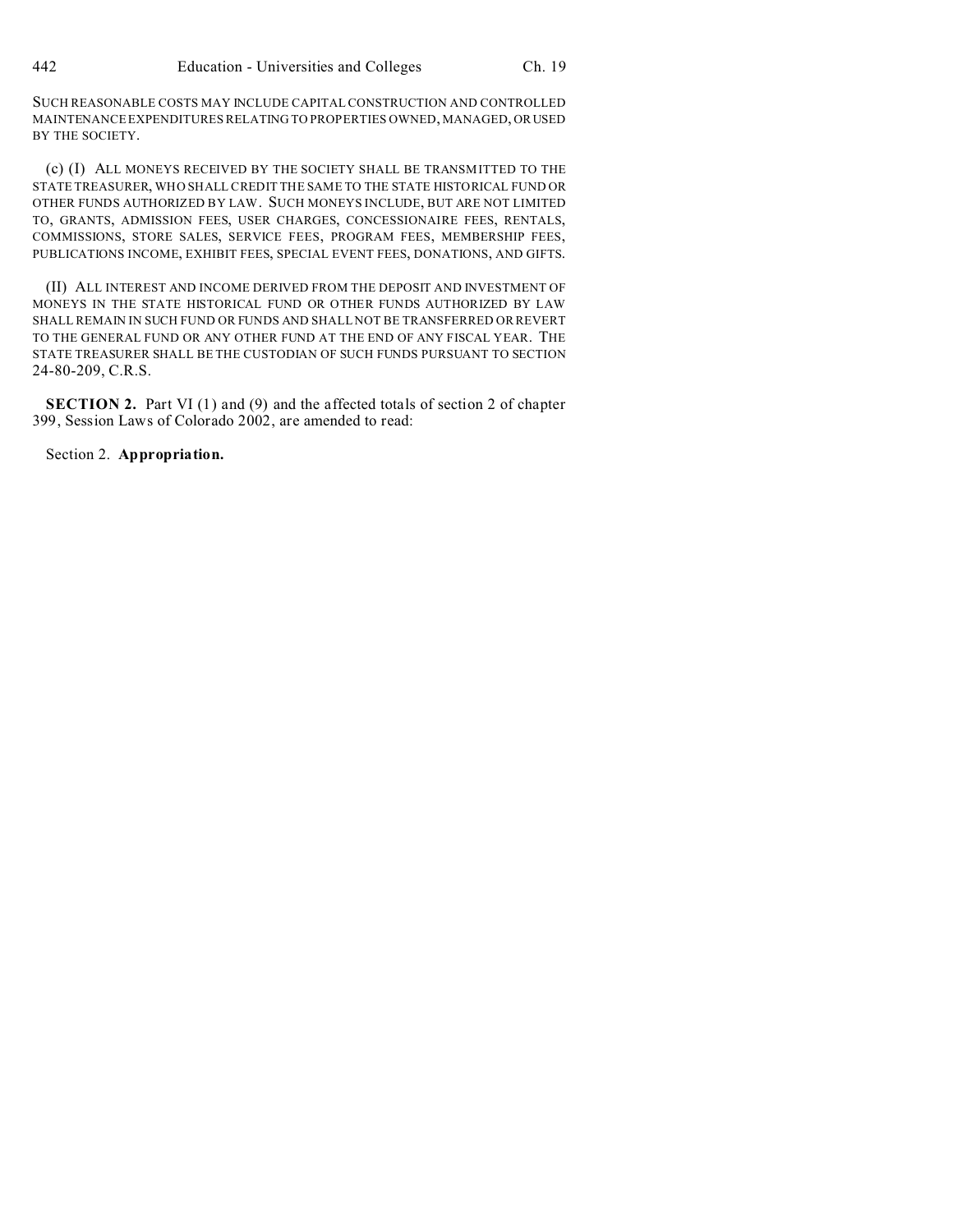SUCH REASONABLE COSTS MAY INCLUDE CAPITAL CONSTRUCTION AND CONTROLLED MAINTENANCE EXPENDITURES RELATING TO PROPERTIES OWNED, MANAGED, OR USED BY THE SOCIETY.

(c) (I) ALL MONEYS RECEIVED BY THE SOCIETY SHALL BE TRANSMITTED TO THE STATE TREASURER, WHO SHALL CREDIT THE SAME TO THE STATE HISTORICAL FUND OR OTHER FUNDS AUTHORIZED BY LAW. SUCH MONEYS INCLUDE, BUT ARE NOT LIMITED TO, GRANTS, ADMISSION FEES, USER CHARGES, CONCESSIONAIRE FEES, RENTALS, COMMISSIONS, STORE SALES, SERVICE FEES, PROGRAM FEES, MEMBERSHIP FEES, PUBLICATIONS INCOME, EXHIBIT FEES, SPECIAL EVENT FEES, DONATIONS, AND GIFTS.

(II) ALL INTEREST AND INCOME DERIVED FROM THE DEPOSIT AND INVESTMENT OF MONEYS IN THE STATE HISTORICAL FUND OR OTHER FUNDS AUTHORIZED BY LAW SHALL REMAIN IN SUCH FUND OR FUNDS AND SHALL NOT BE TRANSFERRED OR REVERT TO THE GENERAL FUND OR ANY OTHER FUND AT THE END OF ANY FISCAL YEAR. THE STATE TREASURER SHALL BE THE CUSTODIAN OF SUCH FUNDS PURSUANT TO SECTION 24-80-209, C.R.S.

**SECTION 2.** Part VI (1) and (9) and the affected totals of section 2 of chapter 399, Session Laws of Colorado 2002, are amended to read:

Section 2. **Appropriation.**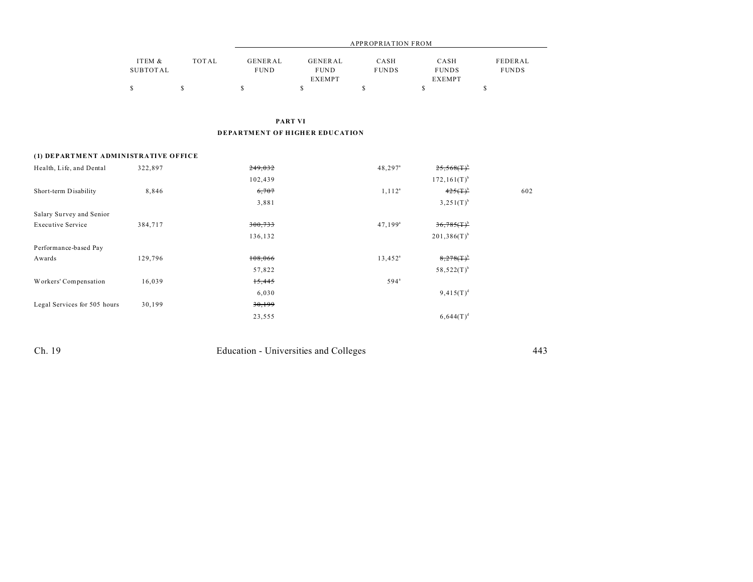| | ITEM & SUBTOTAL | TOTAL | APPROPRIATION FROM GENERAL FUND | GENERAL FUND EXEMPT | CASH FUNDS | CASH FUNDS EXEMPT | FEDERAL FUNDS |
|---|---|---|---|---|---|---|---|
| | $ | $ | $ | $ | $ | $ | $ |

## PART VI
## DEPARTMENT OF HIGHER EDUCATION

### (1) DEPARTMENT ADMINISTRATIVE OFFICE

| | ITEM & SUBTOTAL | TOTAL | GENERAL FUND | GENERAL FUND EXEMPT | CASH FUNDS | CASH FUNDS EXEMPT | FEDERAL FUNDS |
|---|---|---|---|---|---|---|---|
| Health, Life, and Dental | 322,897 | | ~~249,032~~ | | 48,297[a] | ~~25,568(T)~~[b] | |
| | | | 102,439 | | | 172,161(T)[b] | |
| Short-term Disability | 8,846 | | ~~6,707~~ | | 1,112[a] | ~~425(T)~~[b] | 602 |
| | | | 3,881 | | | 3,251(T)[b] | |
| Salary Survey and Senior Executive Service | 384,717 | | ~~300,733~~ | | 47,199[a] | ~~36,785(T)~~[b] | |
| | | | 136,132 | | | 201,386(T)[b] | |
| Performance-based Pay Awards | 129,796 | | ~~108,066~~ | | 13,452[a] | ~~8,278(T)~~[b] | |
| | | | 57,822 | | | 58,522(T)[b] | |
| Workers' Compensation | 16,039 | | ~~15,445~~ | | 594[a] | | |
| | | | 6,030 | | | 9,415(T)[d] | |
| Legal Services for 505 hours | 30,199 | | ~~30,199~~ | | | | |
| | | | 23,555 | | | 6,644(T)[d] | |

Ch. 19 Education - Universities and Colleges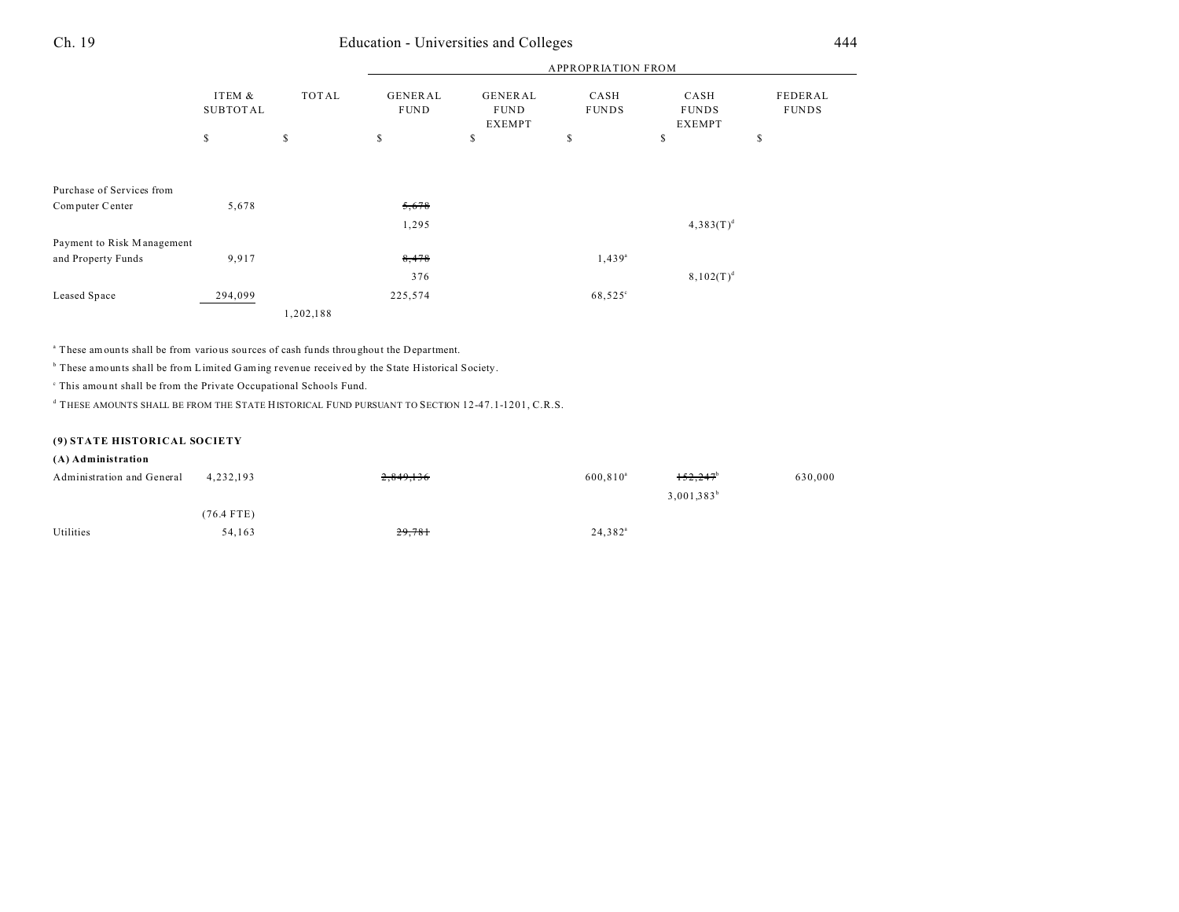| | ITEM & SUBTOTAL | TOTAL | APPROPRIATION FROM GENERAL FUND | GENERAL FUND EXEMPT | CASH FUNDS | CASH FUNDS EXEMPT | FEDERAL FUNDS |
|---|---|---|---|---|---|---|---|
| | $ | $ | $ | $ | $ | $ | $ |
| Purchase of Services from Computer Center | 5,678 | | ~~5,678~~ | | | | |
| | | | 1,295 | | | 4,383(T)[d] | |
| Payment to Risk Management and Property Funds | 9,917 | | ~~8,478~~ | | 1,439[a] | | |
| | | | 376 | | | 8,102(T)[d] | |
| Leased Space | 294,099 | | 225,574 | | 68,525[c] | | |
| | | 1,202,188 | | | | | |

[a] These amounts shall be from various sources of cash funds throughout the Department.

[b] These amounts shall be from Limited Gaming revenue received by the State Historical Society.

[c] This amount shall be from the Private Occupational Schools Fund.

[d] THESE AMOUNTS SHALL BE FROM THE STATE HISTORICAL FUND PURSUANT TO SECTION 12-47.1-1201, C.R.S.

**(9) STATE HISTORICAL SOCIETY**

**(A) Administration**

| | ITEM & SUBTOTAL | TOTAL | GENERAL FUND | GENERAL FUND EXEMPT | CASH FUNDS | CASH FUNDS EXEMPT | FEDERAL FUNDS |
|---|---|---|---|---|---|---|---|
| Administration and General | 4,232,193 | | ~~2,849,136~~ | | 600,810[a] | ~~152,247~~[b] | 630,000 |
| | | | | | | 3,001,383[b] | |
| | (76.4 FTE) | | | | | | |
| Utilities | 54,163 | | ~~29,781~~ | | 24,382[a] | | |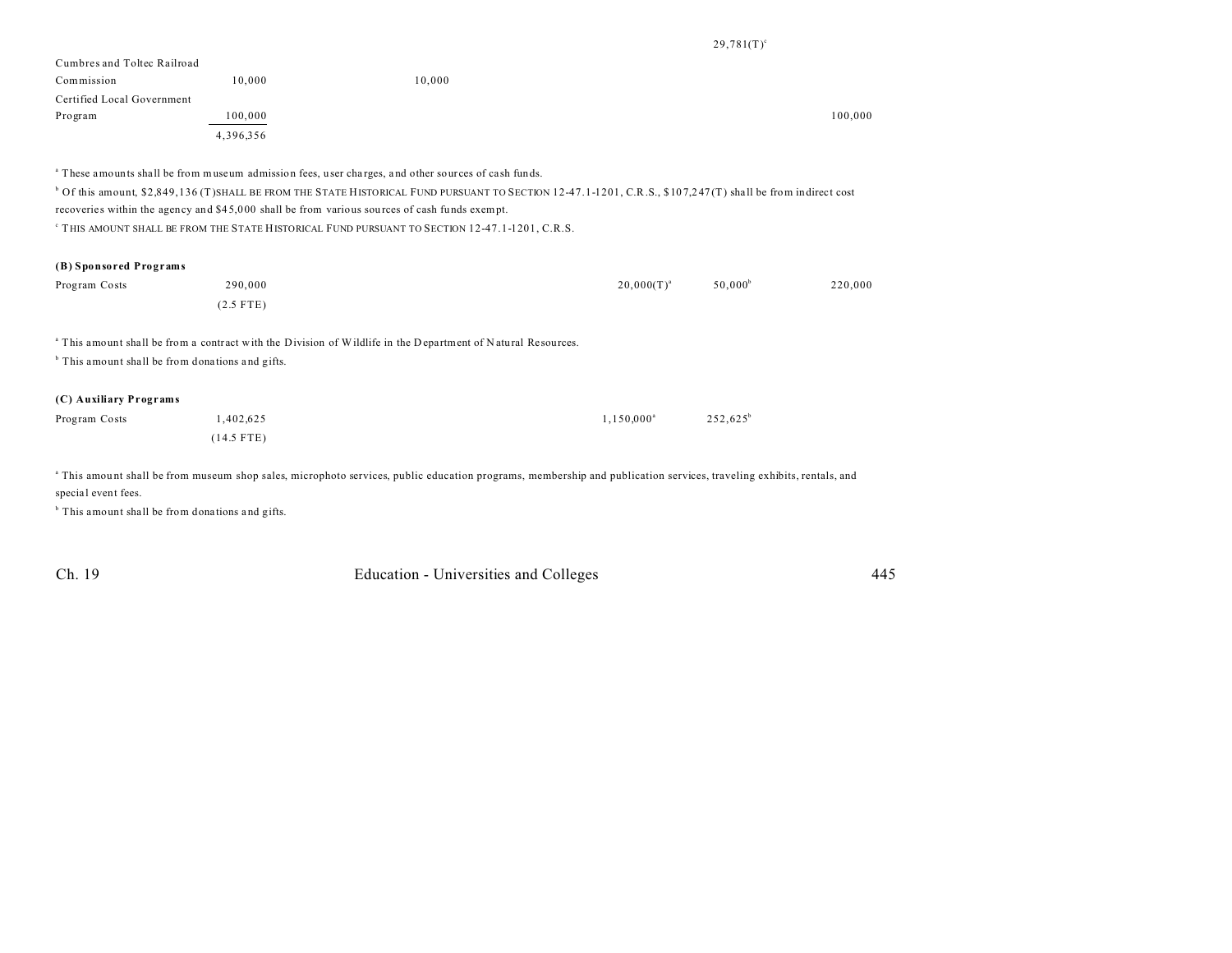| | | | | | | |
|---|---|---|---|---|---|---|
| | | | | | 29,781(T)[c] | |
| Cumbres and Toltec Railroad Commission | 10,000 | 10,000 | | | | |
| Certified Local Government Program | 100,000 | | | | | 100,000 |
| | 4,396,356 | | | | | |

[a] These amounts shall be from museum admission fees, user charges, and other sources of cash funds.

[b] Of this amount, $2,849,136 (T) SHALL BE FROM THE STATE HISTORICAL FUND PURSUANT TO SECTION 12-47.1-1201, C.R.S., $107,247(T) shall be from indirect cost recoveries within the agency and $45,000 shall be from various sources of cash funds exempt.

[c] THIS AMOUNT SHALL BE FROM THE STATE HISTORICAL FUND PURSUANT TO SECTION 12-47.1-1201, C.R.S.

**(B) Sponsored Programs**

| | | | | | | |
|---|---|---|---|---|---|---|
| Program Costs | 290,000 | | | 20,000(T)[a] | 50,000[b] | 220,000 |
| | (2.5 FTE) | | | | | |

[a] This amount shall be from a contract with the Division of Wildlife in the Department of Natural Resources.

[b] This amount shall be from donations and gifts.

**(C) Auxiliary Programs**

| | | | | | |
|---|---|---|---|---|---|
| Program Costs | 1,402,625 | | | 1,150,000[a] | 252,625[b] |
| | (14.5 FTE) | | | | |

[a] This amount shall be from museum shop sales, microphoto services, public education programs, membership and publication services, traveling exhibits, rentals, and special event fees.

[b] This amount shall be from donations and gifts.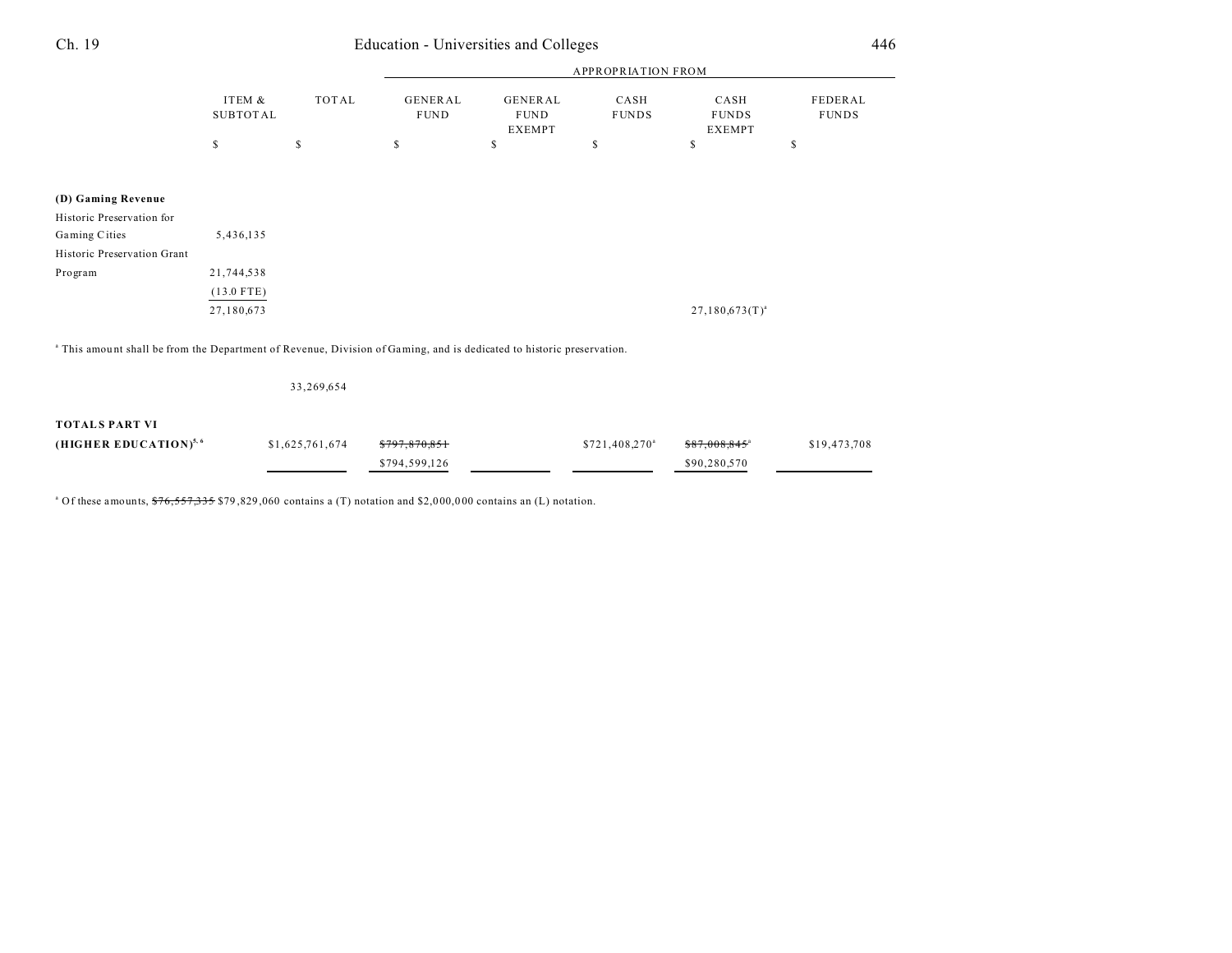| | ITEM & SUBTOTAL | TOTAL | APPROPRIATION FROM GENERAL FUND | GENERAL FUND EXEMPT | CASH FUNDS | CASH FUNDS EXEMPT | FEDERAL FUNDS |
|---|---|---|---|---|---|---|---|
| | $ | $ | $ | $ | $ | $ | $ |
| **(D) Gaming Revenue** | | | | | | | |
| Historic Preservation for Gaming Cities | 5,436,135 | | | | | | |
| Historic Preservation Grant Program | 21,744,538 | | | | | | |
| | (13.0 FTE) | | | | | | |
| | 27,180,673 | | | | | 27,180,673(T)[a] | |

[a] This amount shall be from the Department of Revenue, Division of Gaming, and is dedicated to historic preservation.

| | ITEM & SUBTOTAL | TOTAL | GENERAL FUND | GENERAL FUND EXEMPT | CASH FUNDS | CASH FUNDS EXEMPT | FEDERAL FUNDS |
|---|---|---|---|---|---|---|---|
| | | 33,269,654 | | | | | |
| **TOTALS PART VI (HIGHER EDUCATION)**[5, 6] | | $1,625,761,674 | ~~$797,870,851~~ $794,599,126 | | $721,408,270[a] | ~~$87,008,845~~[a] $90,280,570 | $19,473,708 |

[a] Of these amounts, ~~$76,557,335~~ $79,829,060 contains a (T) notation and $2,000,000 contains an (L) notation.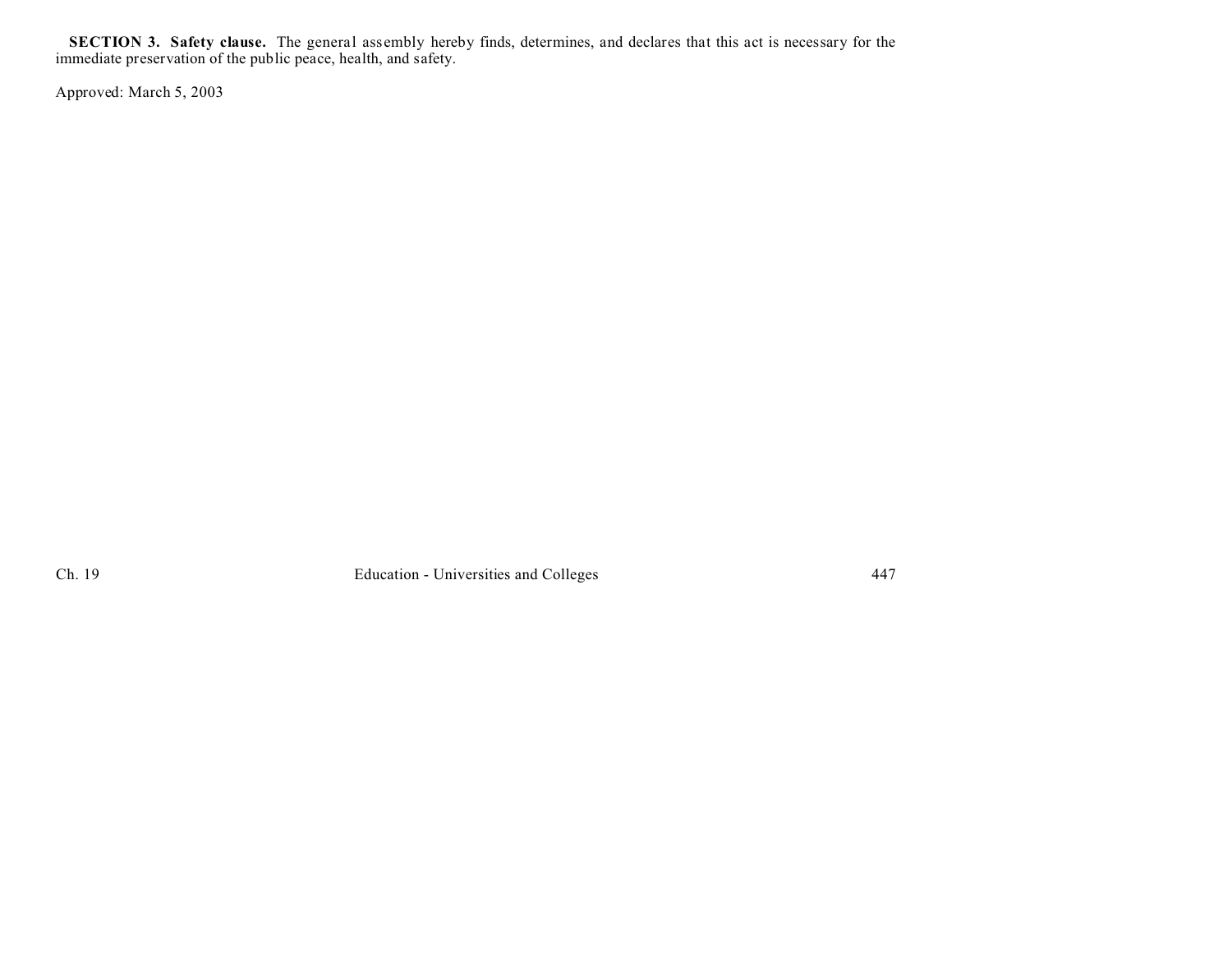**SECTION 3. Safety clause.** The general assembly hereby finds, determines, and declares that this act is necessary for the immediate preservation of the public peace, health, and safety.

Approved: March 5, 2003